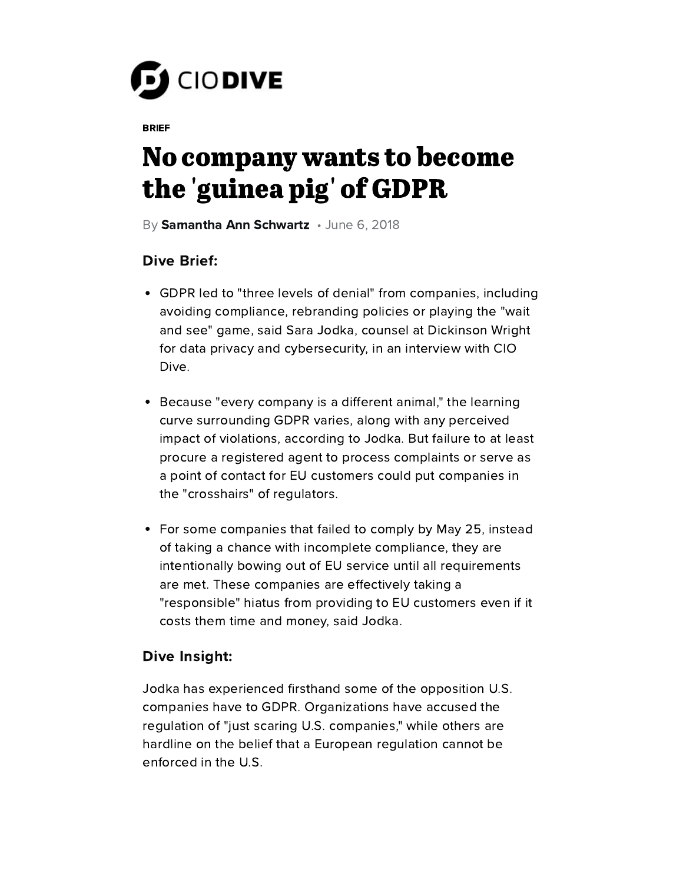CIO DIVE

BRIEF

# No company wants to become the 'guinea pig' of GDPR

By **Samantha Ann Schwartz** • June 6, 2018

### Dive Brief:

- GDPR led to "three levels of denial" from companies, including avoiding compliance, rebranding policies or playing the "wait and see" game, said Sara Jodka, counsel at Dickinson Wright for data privacy and cybersecurity, in an interview with CIO Dive.
- Because "every company is a different animal," the learning curve surrounding GDPR varies, along with any perceived impact of violations, according to Jodka. But failure to at least procure a registered agent to process complaints or serve as a point of contact for EU customers could put companies in the "crosshairs" of regulators.
- For some companies that failed to comply by May 25, instead of taking a chance with incomplete compliance, they are intentionally bowing out of EU service until all requirements are met. These companies are effectively taking a "responsible" hiatus from providing to EU customers even if it costs them time and money, said Jodka.

### Dive Insight:

Jodka has experienced firsthand some of the opposition U.S. companies have to GDPR. Organizations have accused the regulation of "just scaring U.S. companies," while others are hardline on the belief that a European regulation cannot be enforced in the U.S.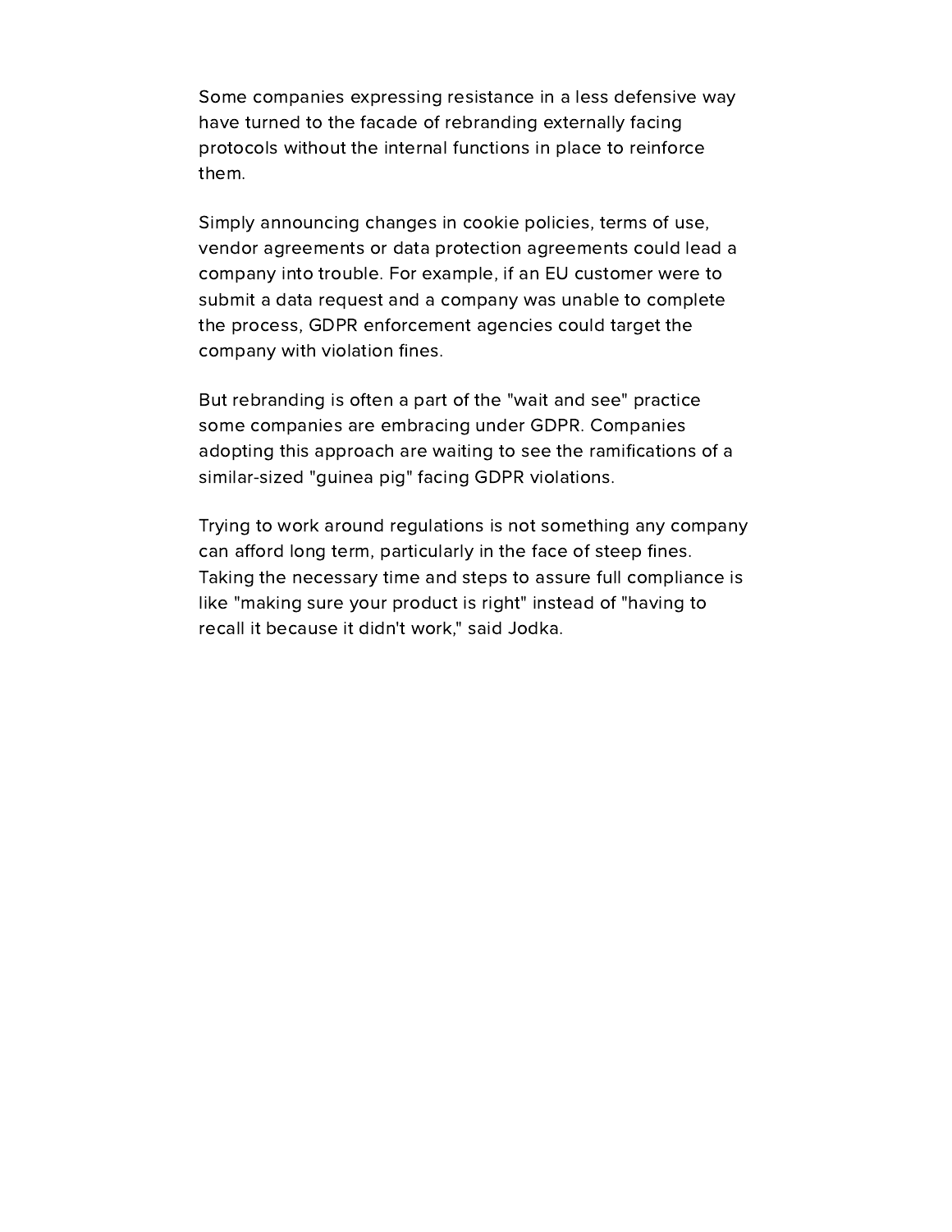Some companies expressing resistance in a less defensive way have turned to the facade of rebranding externally facing protocols without the internal functions in place to reinforce them.

Simply announcing changes in cookie policies, terms of use, vendor agreements or data protection agreements could lead a company into trouble. For example, if an EU customer were to submit a data request and a company was unable to complete the process, GDPR enforcement agencies could target the company with violation fines.

But rebranding is often a part of the "wait and see" practice some companies are embracing under GDPR. Companies adopting this approach are waiting to see the ramifications of a similar-sized "guinea pig" facing GDPR violations.

Trying to work around regulations is not something any company can afford long term, particularly in the face of steep fines. Taking the necessary time and steps to assure full compliance is like "making sure your product is right" instead of "having to recall it because it didn't work," said Jodka.